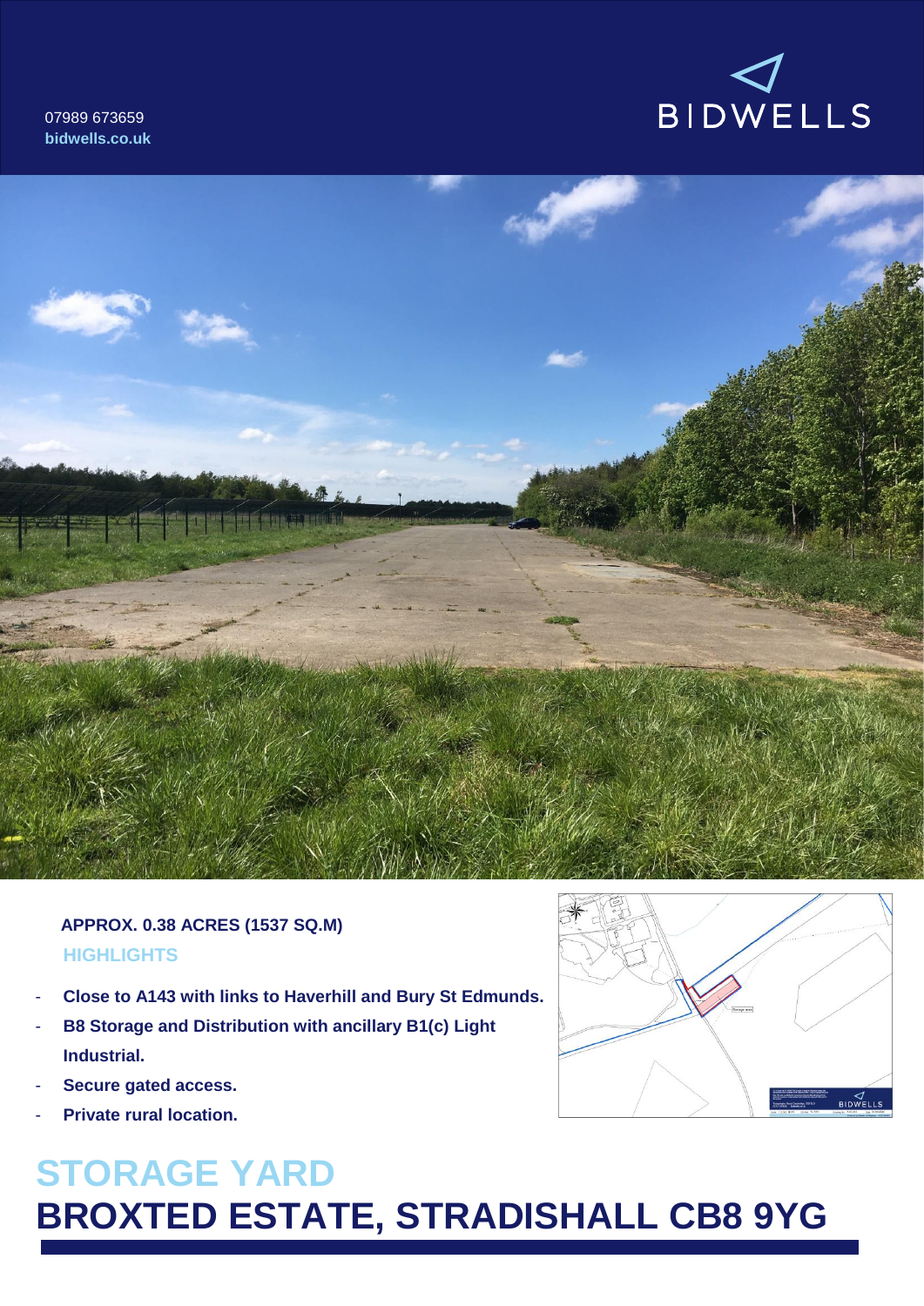07989 673659
**bidwells.co.uk**

BIDWELLS

**APPROX. 0.38 ACRES (1537 SQ.M)**

**HIGHLIGHTS**

- **Close to A143 with links to Haverhill and Bury St Edmunds.**
- **B8 Storage and Distribution with ancillary B1(c) Light Industrial.**
- **Secure gated access.**
- **Private rural location.**

# STORAGE YARD
# BROXTED ESTATE, STRADISHALL CB8 9YG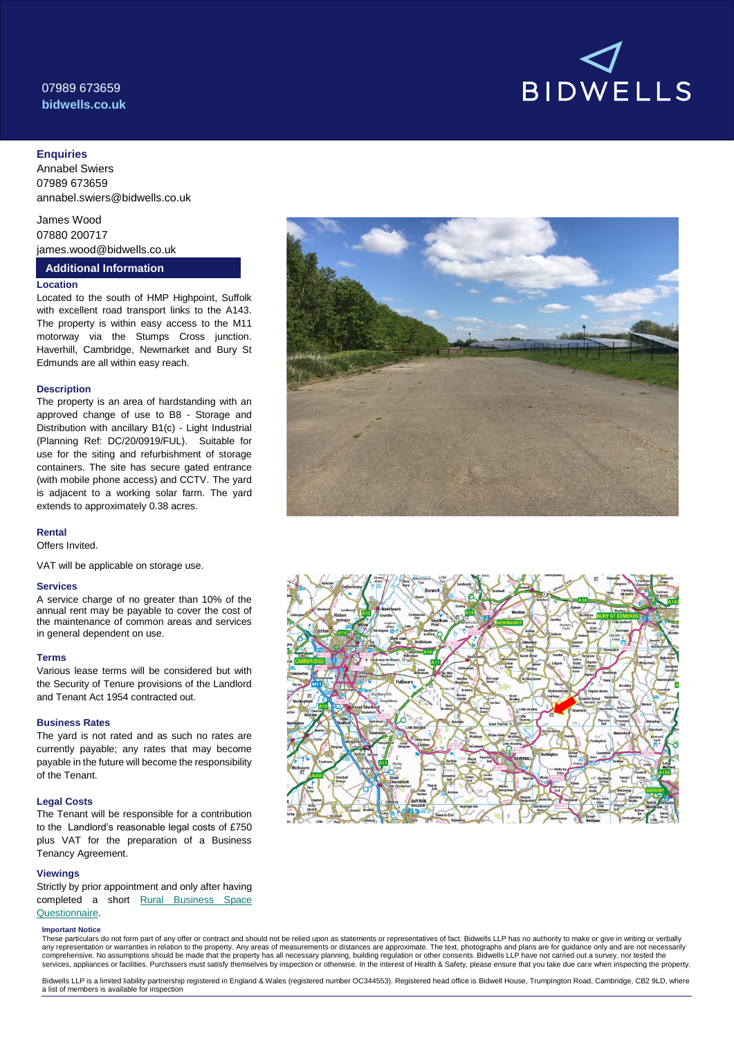07989 673659
bidwells.co.uk

BIDWELLS

## Enquiries

Annabel Swiers
07989 673659
annabel.swiers@bidwells.co.uk

James Wood
07880 200717
james.wood@bidwells.co.uk

## Additional Information

### Location

Located to the south of HMP Highpoint, Suffolk with excellent road transport links to the A143. The property is within easy access to the M11 motorway via the Stumps Cross junction. Haverhill, Cambridge, Newmarket and Bury St Edmunds are all within easy reach.

### Description

The property is an area of hardstanding with an approved change of use to B8 - Storage and Distribution with ancillary B1(c) - Light Industrial (Planning Ref: DC/20/0919/FUL). Suitable for use for the siting and refurbishment of storage containers. The site has secure gated entrance (with mobile phone access) and CCTV. The yard is adjacent to a working solar farm. The yard extends to approximately 0.38 acres.

### Rental

Offers Invited.

VAT will be applicable on storage use.

### Services

A service charge of no greater than 10% of the annual rent may be payable to cover the cost of the maintenance of common areas and services in general dependent on use.

### Terms

Various lease terms will be considered but with the Security of Tenure provisions of the Landlord and Tenant Act 1954 contracted out.

### Business Rates

The yard is not rated and as such no rates are currently payable; any rates that may become payable in the future will become the responsibility of the Tenant.

### Legal Costs

The Tenant will be responsible for a contribution to the Landlord's reasonable legal costs of £750 plus VAT for the preparation of a Business Tenancy Agreement.

### Viewings

Strictly by prior appointment and only after having completed a short [Rural Business Space Questionnaire].

**Important Notice**

These particulars do not form part of any offer or contract and should not be relied upon as statements or representatives of fact. Bidwells LLP has no authority to make or give in writing or verbally any representation or warranties in relation to the property. Any areas of measurements or distances are approximate. The text, photographs and plans are for guidance only and are not necessarily comprehensive. No assumptions should be made that the property has all necessary planning, building regulation or other consents. Bidwells LLP have not carried out a survey, nor tested the services, appliances or facilities. Purchasers must satisfy themselves by inspection or otherwise. In the interest of Health & Safety, please ensure that you take due care when inspecting the property.

Bidwells LLP is a limited liability partnership registered in England & Wales (registered number OC344553). Registered head office is Bidwell House, Trumpington Road, Cambridge, CB2 9LD, where a list of members is available for inspection